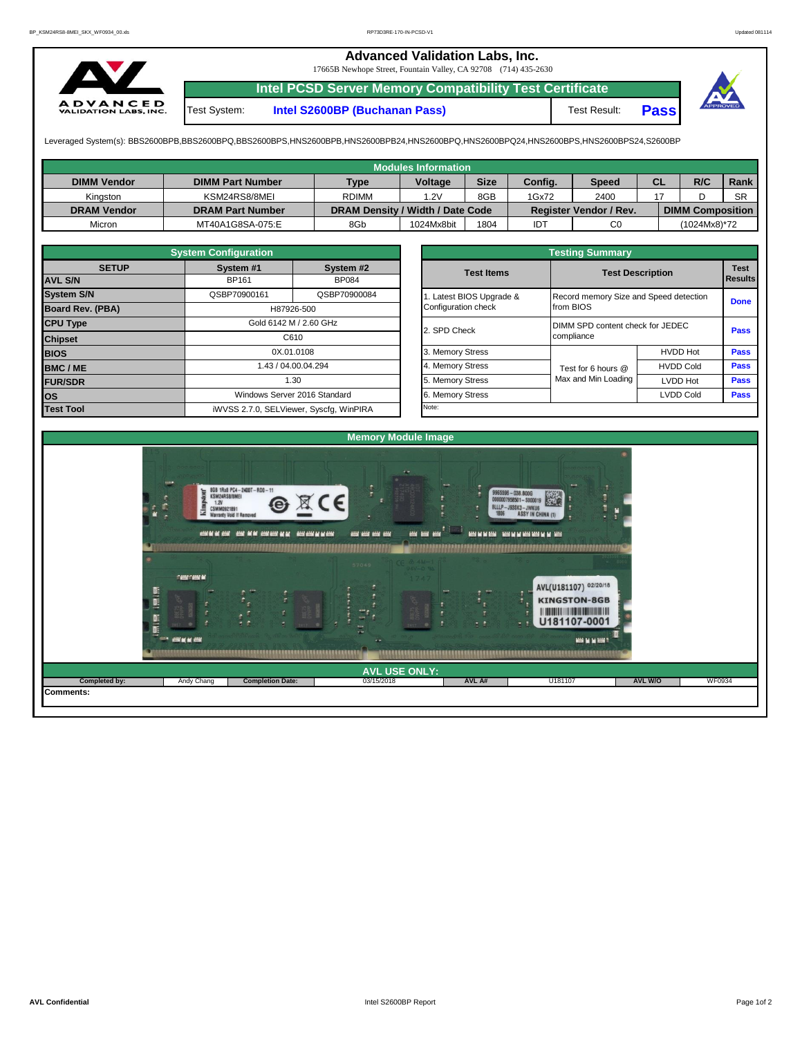# Advanced Validation Labs, Inc.

17665B Newhope Street, Fountain Valley, CA 92708 (714) 435-2630

## Intel PCSD Server Memory Compatibility Test Certificate

| Test System: | Intel S2600BP (Buchanan Pass) | Test Result: | Pass |
|---|---|---|---|

Leveraged System(s): BBS2600BPB,BBS2600BPQ,BBS2600BPS,HNS2600BPB,HNS2600BPB24,HNS2600BPQ,HNS2600BPQ24,HNS2600BPS,HNS2600BPS24,S2600BP

### Modules Information

| DIMM Vendor | DIMM Part Number | Type | Voltage | Size | Config. | Speed | CL | R/C | Rank |
|---|---|---|---|---|---|---|---|---|---|
| Kingston | KSM24RS8/8MEI | RDIMM | 1.2V | 8GB | 1Gx72 | 2400 | 17 | D | SR |
| **DRAM Vendor** | **DRAM Part Number** | **DRAM Density / Width / Date Code** | | | **Register Vendor / Rev.** | | **DIMM Composition** | | |
| Micron | MT40A1G8SA-075:E | 8Gb | 1024Mx8bit | 1804 | IDT | C0 | (1024Mx8)*72 | | |

### System Configuration

| SETUP | System #1 | System #2 |
|---|---|---|
| AVL S/N | BP161 | BP084 |
| System S/N | QSBP70900161 | QSBP70900084 |
| Board Rev. (PBA) | H87926-500 | |
| CPU Type | Gold 6142 M / 2.60 GHz | |
| Chipset | C610 | |
| BIOS | 0X.01.0108 | |
| BMC / ME | 1.43 / 04.00.04.294 | |
| FUR/SDR | 1.30 | |
| OS | Windows Server 2016 Standard | |
| Test Tool | iWVSS 2.7.0, SELViewer, Syscfg, WinPIRA | |

### Testing Summary

| Test Items | Test Description | | Test Results |
|---|---|---|---|
| 1. Latest BIOS Upgrade & Configuration check | Record memory Size and Speed detection from BIOS | | Done |
| 2. SPD Check | DIMM SPD content check for JEDEC compliance | | Pass |
| 3. Memory Stress | Test for 6 hours @ Max and Min Loading | HVDD Hot | Pass |
| 4. Memory Stress | | HVDD Cold | Pass |
| 5. Memory Stress | | LVDD Hot | Pass |
| 6. Memory Stress | | LVDD Cold | Pass |
| Note: | | | |

### Memory Module Image

### AVL USE ONLY:

| Completed by: | Andy Chang | Completion Date: | 03/15/2018 | AVL A# | U181107 | AVL W/O | WF0934 |
|---|---|---|---|---|---|---|---|

Comments: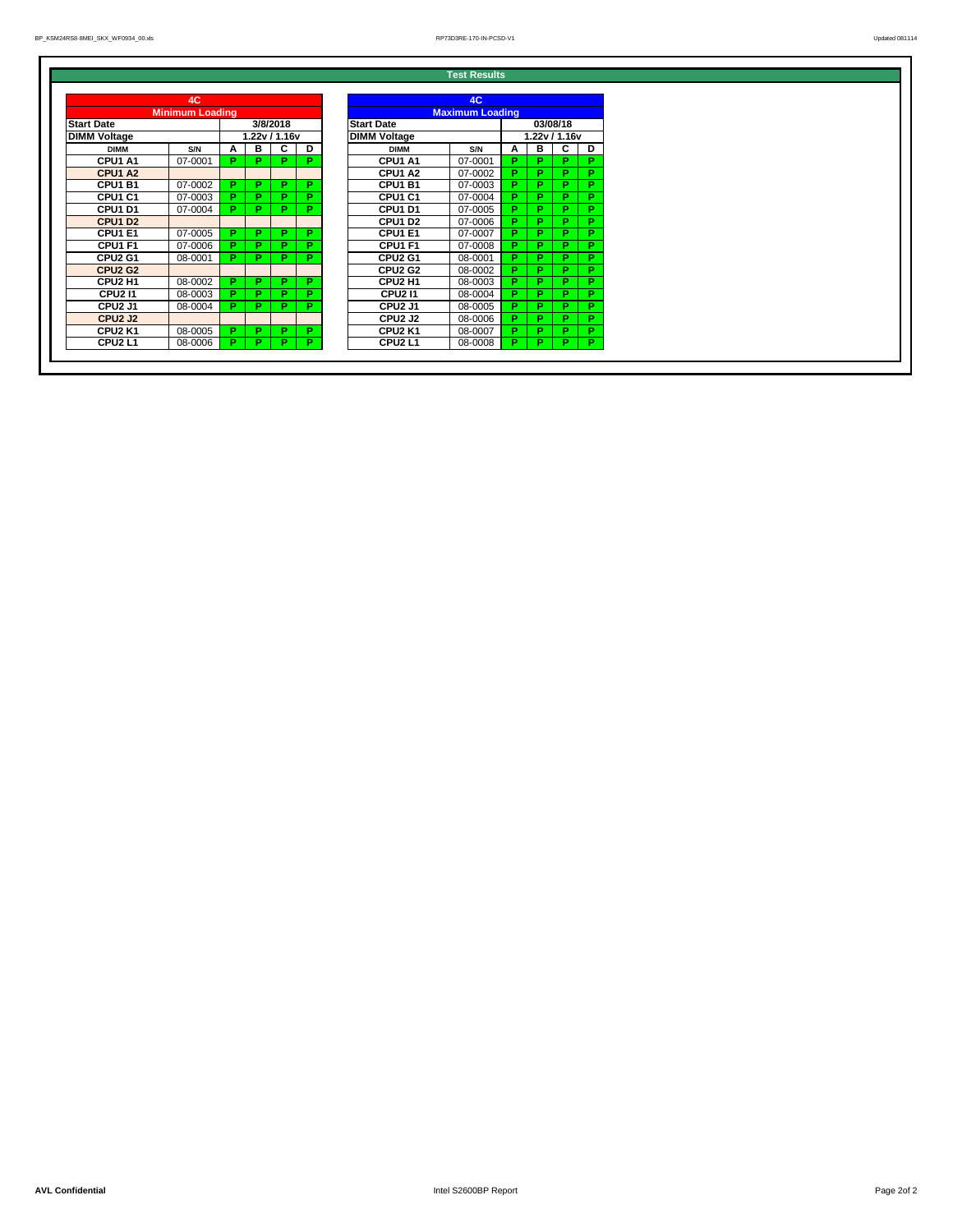## Test Results

| 4C Minimum Loading | | | | | |
|---|---|---|---|---|---|
| **Start Date** | | 3/8/2018 | | | |
| **DIMM Voltage** | | 1.22v / 1.16v | | | |
| **DIMM** | **S/N** | **A** | **B** | **C** | **D** |
| **CPU1 A1** | 07-0001 | P | P | P | P |
| **CPU1 A2** | | | | | |
| **CPU1 B1** | 07-0002 | P | P | P | P |
| **CPU1 C1** | 07-0003 | P | P | P | P |
| **CPU1 D1** | 07-0004 | P | P | P | P |
| **CPU1 D2** | | | | | |
| **CPU1 E1** | 07-0005 | P | P | P | P |
| **CPU1 F1** | 07-0006 | P | P | P | P |
| **CPU2 G1** | 08-0001 | P | P | P | P |
| **CPU2 G2** | | | | | |
| **CPU2 H1** | 08-0002 | P | P | P | P |
| **CPU2 I1** | 08-0003 | P | P | P | P |
| **CPU2 J1** | 08-0004 | P | P | P | P |
| **CPU2 J2** | | | | | |
| **CPU2 K1** | 08-0005 | P | P | P | P |
| **CPU2 L1** | 08-0006 | P | P | P | P |

| 4C Maximum Loading | | | | | |
|---|---|---|---|---|---|
| **Start Date** | | 03/08/18 | | | |
| **DIMM Voltage** | | 1.22v / 1.16v | | | |
| **DIMM** | **S/N** | **A** | **B** | **C** | **D** |
| **CPU1 A1** | 07-0001 | P | P | P | P |
| **CPU1 A2** | 07-0002 | P | P | P | P |
| **CPU1 B1** | 07-0003 | P | P | P | P |
| **CPU1 C1** | 07-0004 | P | P | P | P |
| **CPU1 D1** | 07-0005 | P | P | P | P |
| **CPU1 D2** | 07-0006 | P | P | P | P |
| **CPU1 E1** | 07-0007 | P | P | P | P |
| **CPU1 F1** | 07-0008 | P | P | P | P |
| **CPU2 G1** | 08-0001 | P | P | P | P |
| **CPU2 G2** | 08-0002 | P | P | P | P |
| **CPU2 H1** | 08-0003 | P | P | P | P |
| **CPU2 I1** | 08-0004 | P | P | P | P |
| **CPU2 J1** | 08-0005 | P | P | P | P |
| **CPU2 J2** | 08-0006 | P | P | P | P |
| **CPU2 K1** | 08-0007 | P | P | P | P |
| **CPU2 L1** | 08-0008 | P | P | P | P |